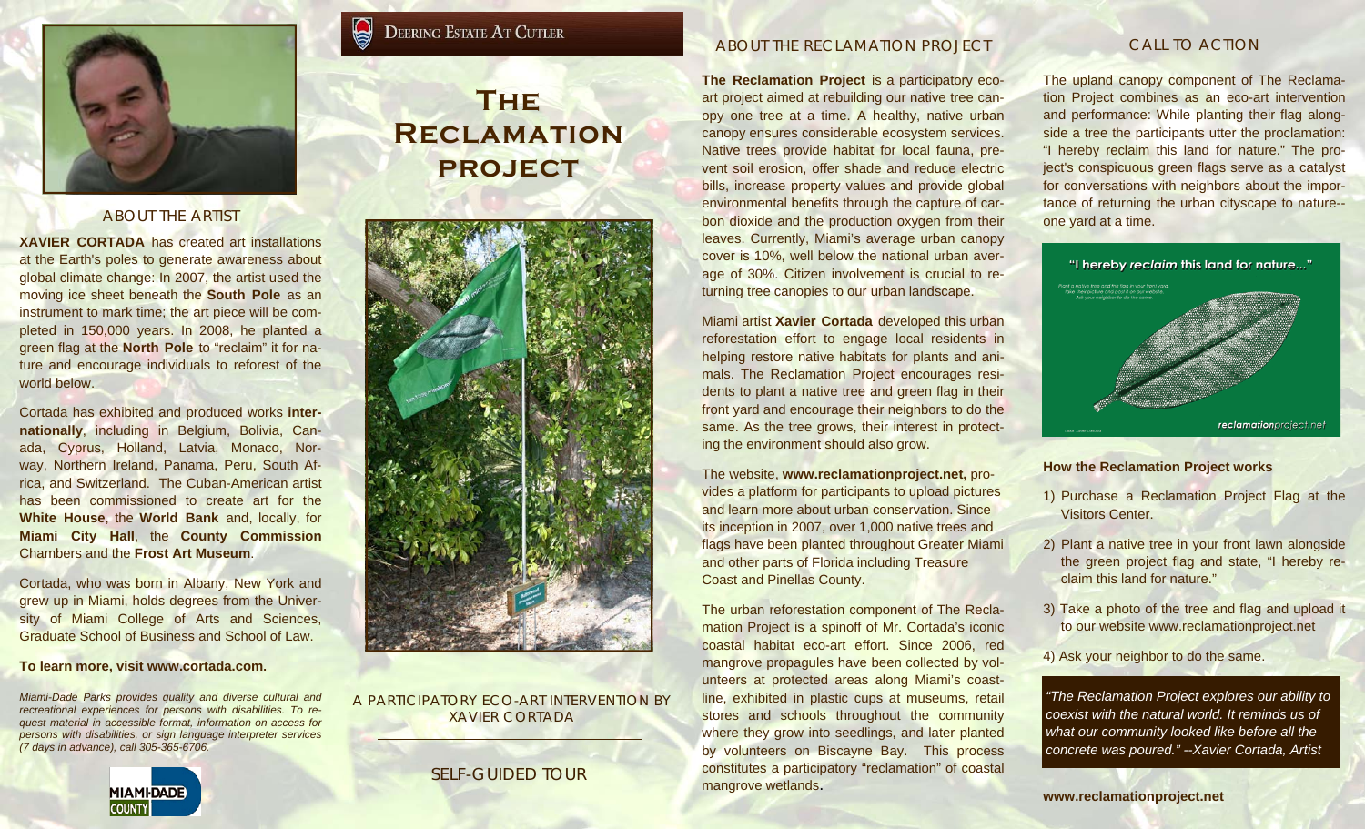## ABOUT THE ARTIST

**XAVIER CORTADA** has created art installations at the Earth's poles to generate awareness about global climate change: In 2007, the artist used the moving ice sheet beneath the **South Pole** as an instrument to mark time; the art piece will be completed in 150,000 years. In 2008, he planted a green flag at the **North Pole** to "reclaim" it for nature and encourage individuals to reforest of the world below.

Cortada has exhibited and produced works **internationally**, including in Belgium, Bolivia, Canada, Cyprus, Holland, Latvia, Monaco, Norway, Northern Ireland, Panama, Peru, South Africa, and Switzerland. The Cuban-American artist has been commissioned to create art for the **White House**, the **World Bank** and, locally, for **Miami City Hall**, the **County Commission** Chambers and the **Frost Art Museum**.

Cortada, who was born in Albany, New York and grew up in Miami, holds degrees from the University of Miami College of Arts and Sciences, Graduate School of Business and School of Law.

**To learn more, visit www.cortada.com.**

*Miami-Dade Parks provides quality and diverse cultural and recreational experiences for persons with disabilities. To request material in accessible format, information on access for persons with disabilities, or sign language interpreter services (7 days in advance), call 305-365-6706.*

MIAMI-DADE COUNTY

DEERING ESTATE AT CUTLER

# THE RECLAMATION PROJECT

A PARTICIPATORY ECO-ART INTERVENTION BY XAVIER CORTADA

SELF-GUIDED TOUR

## ABOUT THE RECLAMATION PROJECT

**The Reclamation Project** is a participatory eco-art project aimed at rebuilding our native tree canopy one tree at a time. A healthy, native urban canopy ensures considerable ecosystem services. Native trees provide habitat for local fauna, prevent soil erosion, offer shade and reduce electric bills, increase property values and provide global environmental benefits through the capture of carbon dioxide and the production oxygen from their leaves. Currently, Miami's average urban canopy cover is 10%, well below the national urban average of 30%. Citizen involvement is crucial to returning tree canopies to our urban landscape.

Miami artist **Xavier Cortada** developed this urban reforestation effort to engage local residents in helping restore native habitats for plants and animals. The Reclamation Project encourages residents to plant a native tree and green flag in their front yard and encourage their neighbors to do the same. As the tree grows, their interest in protecting the environment should also grow.

The website, **www.reclamationproject.net,** provides a platform for participants to upload pictures and learn more about urban conservation. Since its inception in 2007, over 1,000 native trees and flags have been planted throughout Greater Miami and other parts of Florida including Treasure Coast and Pinellas County.

The urban reforestation component of The Reclamation Project is a spinoff of Mr. Cortada's iconic coastal habitat eco-art effort. Since 2006, red mangrove propagules have been collected by volunteers at protected areas along Miami's coastline, exhibited in plastic cups at museums, retail stores and schools throughout the community where they grow into seedlings, and later planted by volunteers on Biscayne Bay. This process constitutes a participatory "reclamation" of coastal mangrove wetlands.

## CALL TO ACTION

The upland canopy component of The Reclamation Project combines as an eco-art intervention and performance: While planting their flag alongside a tree the participants utter the proclamation: "I hereby reclaim this land for nature." The project's conspicuous green flags serve as a catalyst for conversations with neighbors about the importance of returning the urban cityscape to nature--one yard at a time.

"I hereby *reclaim* this land for nature..."

reclamationproject.net

**How the Reclamation Project works**

1) Purchase a Reclamation Project Flag at the Visitors Center.
2) Plant a native tree in your front lawn alongside the green project flag and state, "I hereby reclaim this land for nature."
3) Take a photo of the tree and flag and upload it to our website www.reclamationproject.net
4) Ask your neighbor to do the same.

*"The Reclamation Project explores our ability to coexist with the natural world. It reminds us of what our community looked like before all the concrete was poured." --Xavier Cortada, Artist*

**www.reclamationproject.net**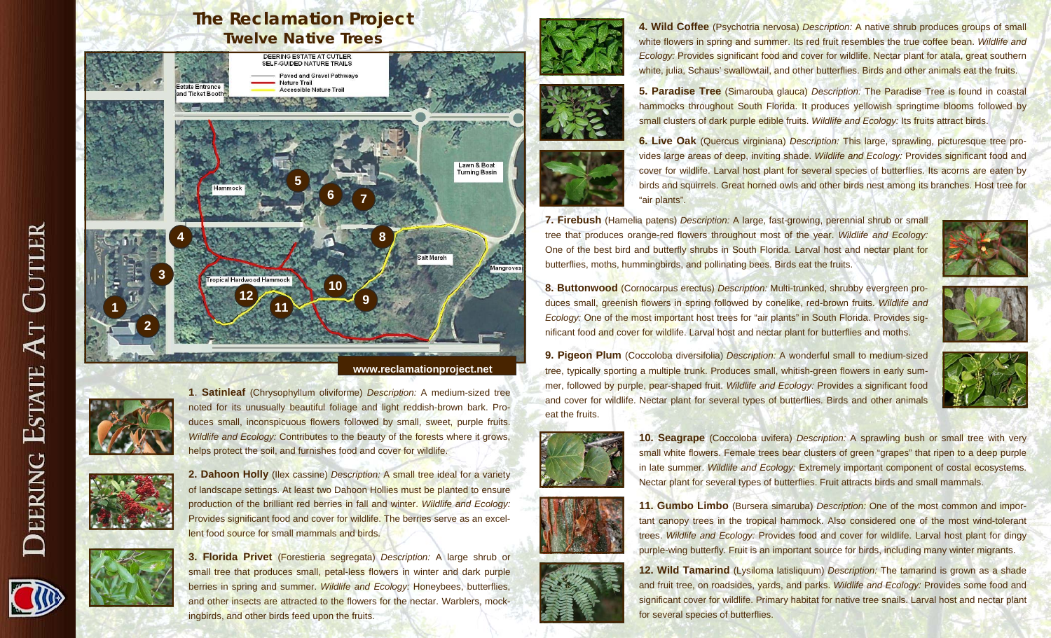# The Reclamation Project

## Twelve Native Trees

DEERING ESTATE AT CUTLER
SELF-GUIDED NATURE TRAILS

Paved and Gravel Pathways
Nature Trail
Accessible Nature Trail

Estate Entrance and Ticket Booth
Hammock
Lawn & Boat Turning Basin
Salt Marsh
Mangroves
Tropical Hardwood Hammock

1 2 3 4 5 6 7 8 9 10 11 12

www.reclamationproject.net

**1. Satinleaf** (Chrysophyllum oliviforme) *Description:* A medium-sized tree noted for its unusually beautiful foliage and light reddish-brown bark. Produces small, inconspicuous flowers followed by small, sweet, purple fruits. *Wildlife and Ecology:* Contributes to the beauty of the forests where it grows, helps protect the soil, and furnishes food and cover for wildlife.

**2. Dahoon Holly** (Ilex cassine) *Description:* A small tree ideal for a variety of landscape settings. At least two Dahoon Hollies must be planted to ensure production of the brilliant red berries in fall and winter. *Wildlife and Ecology:* Provides significant food and cover for wildlife. The berries serve as an excellent food source for small mammals and birds.

**3. Florida Privet** (Forestieria segregata) *Description:* A large shrub or small tree that produces small, petal-less flowers in winter and dark purple berries in spring and summer. *Wildlife and Ecology:* Honeybees, butterflies, and other insects are attracted to the flowers for the nectar. Warblers, mockingbirds, and other birds feed upon the fruits.

**4. Wild Coffee** (Psychotria nervosa) *Description:* A native shrub produces groups of small white flowers in spring and summer. Its red fruit resembles the true coffee bean. *Wildlife and Ecology:* Provides significant food and cover for wildlife. Nectar plant for atala, great southern white, julia, Schaus' swallowtail, and other butterflies. Birds and other animals eat the fruits.

**5. Paradise Tree** (Simarouba glauca) *Description:* The Paradise Tree is found in coastal hammocks throughout South Florida. It produces yellowish springtime blooms followed by small clusters of dark purple edible fruits. *Wildlife and Ecology:* Its fruits attract birds.

**6. Live Oak** (Quercus virginiana) *Description:* This large, sprawling, picturesque tree provides large areas of deep, inviting shade. *Wildlife and Ecology:* Provides significant food and cover for wildlife. Larval host plant for several species of butterflies. Its acorns are eaten by birds and squirrels. Great horned owls and other birds nest among its branches. Host tree for "air plants".

**7. Firebush** (Hamelia patens) *Description:* A large, fast-growing, perennial shrub or small tree that produces orange-red flowers throughout most of the year. *Wildlife and Ecology:* One of the best bird and butterfly shrubs in South Florida. Larval host and nectar plant for butterflies, moths, hummingbirds, and pollinating bees. Birds eat the fruits.

**8. Buttonwood** (Cornocarpus erectus) *Description:* Multi-trunked, shrubby evergreen produces small, greenish flowers in spring followed by conelike, red-brown fruits. *Wildlife and Ecology:* One of the most important host trees for "air plants" in South Florida. Provides significant food and cover for wildlife. Larval host and nectar plant for butterflies and moths.

**9. Pigeon Plum** (Coccoloba diversifolia) *Description:* A wonderful small to medium-sized tree, typically sporting a multiple trunk. Produces small, whitish-green flowers in early summer, followed by purple, pear-shaped fruit. *Wildlife and Ecology:* Provides a significant food and cover for wildlife. Nectar plant for several types of butterflies. Birds and other animals eat the fruits.

**10. Seagrape** (Coccoloba uvifera) *Description:* A sprawling bush or small tree with very small white flowers. Female trees bear clusters of green "grapes" that ripen to a deep purple in late summer. *Wildlife and Ecology:* Extremely important component of costal ecosystems. Nectar plant for several types of butterflies. Fruit attracts birds and small mammals.

**11. Gumbo Limbo** (Bursera simaruba) *Description:* One of the most common and important canopy trees in the tropical hammock. Also considered one of the most wind-tolerant trees. *Wildlife and Ecology:* Provides food and cover for wildlife. Larval host plant for dingy purple-wing butterfly. Fruit is an important source for birds, including many winter migrants.

**12. Wild Tamarind** (Lysiloma latisliquum) *Description:* The tamarind is grown as a shade and fruit tree, on roadsides, yards, and parks. *Wildlife and Ecology:* Provides some food and significant cover for wildlife. Primary habitat for native tree snails. Larval host and nectar plant for several species of butterflies.

DEERING ESTATE AT CUTLER